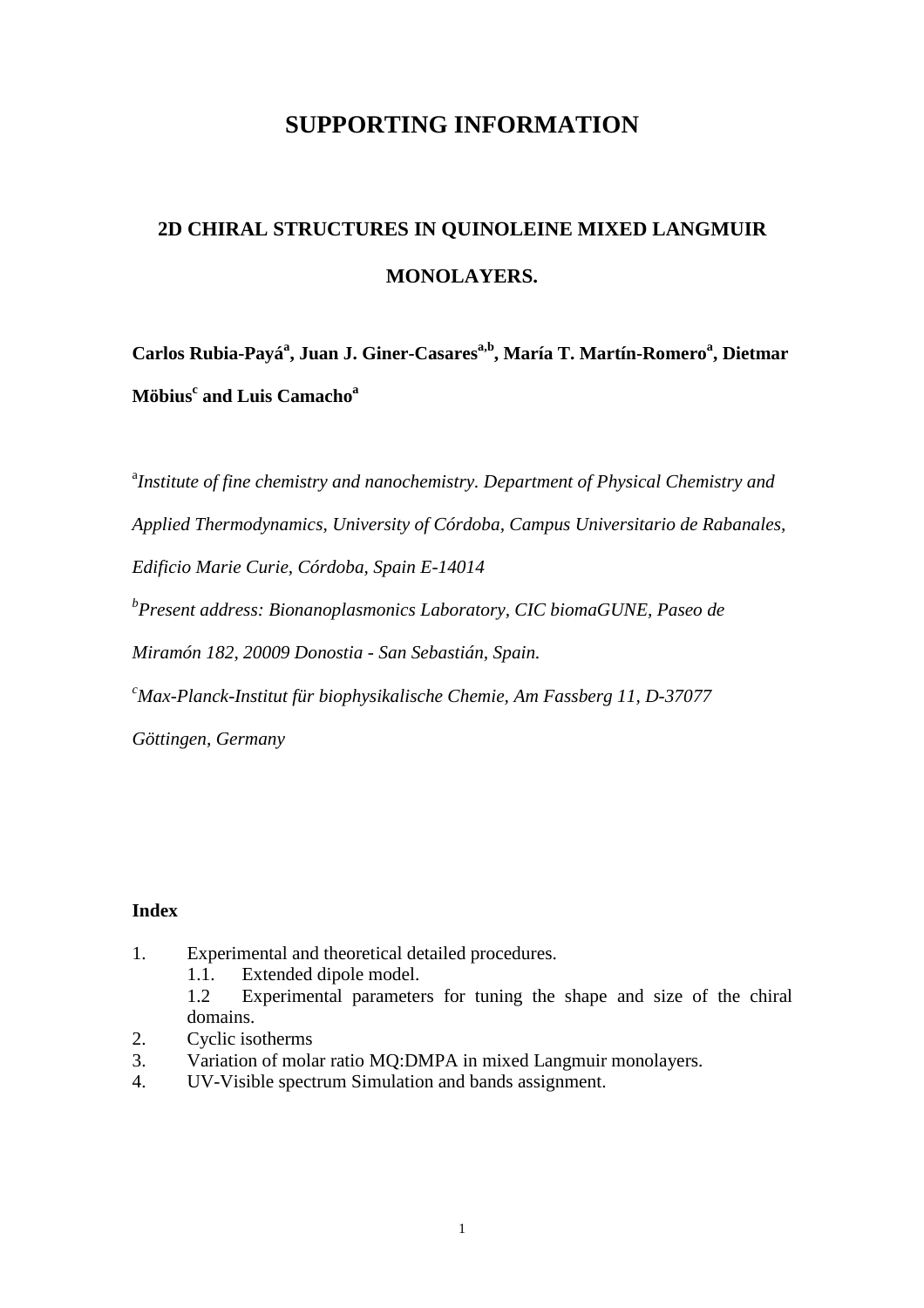# SUPPORTING INFORMATION

## 2D CHIRAL STRUCTURES IN QUINOLEINE MIXED LANGMUIR MONOLAYERS.

**Carlos Rubia-Payá[a], Juan J. Giner-Casares[a,b], María T. Martín-Romero[a], Dietmar Möbius[c] and Luis Camacho[a]**

[a]*Institute of fine chemistry and nanochemistry. Department of Physical Chemistry and Applied Thermodynamics, University of Córdoba, Campus Universitario de Rabanales, Edificio Marie Curie, Córdoba, Spain E-14014*

[b]*Present address: Bionanoplasmonics Laboratory, CIC biomaGUNE, Paseo de Miramón 182, 20009 Donostia - San Sebastián, Spain.*

[c]*Max-Planck-Institut für biophysikalische Chemie, Am Fassberg 11, D-37077 Göttingen, Germany*

**Index**

1. Experimental and theoretical detailed procedures.
   1.1. Extended dipole model.
   1.2 Experimental parameters for tuning the shape and size of the chiral domains.
2. Cyclic isotherms
3. Variation of molar ratio MQ:DMPA in mixed Langmuir monolayers.
4. UV-Visible spectrum Simulation and bands assignment.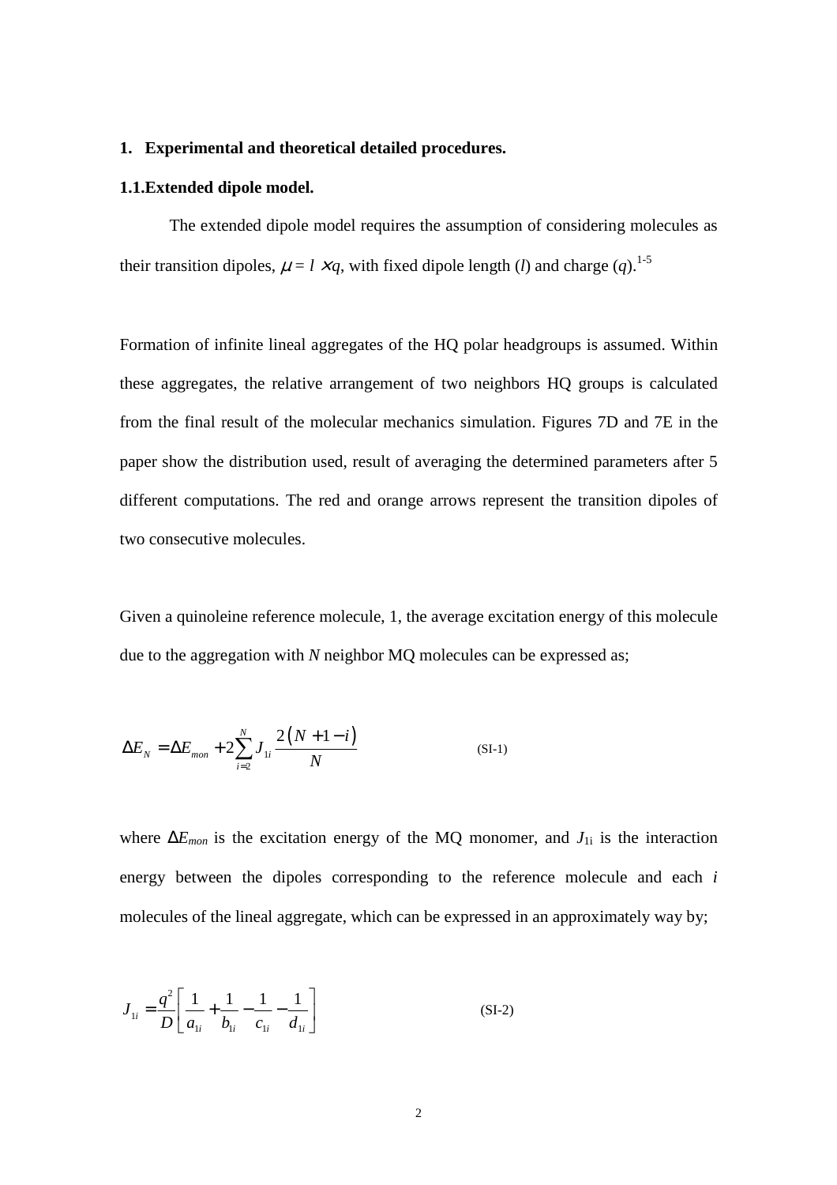## 1. Experimental and theoretical detailed procedures.

### 1.1. Extended dipole model.

The extended dipole model requires the assumption of considering molecules as their transition dipoles, $\mu = l \times q$, with fixed dipole length ($l$) and charge ($q$).[1-5]

Formation of infinite lineal aggregates of the HQ polar headgroups is assumed. Within these aggregates, the relative arrangement of two neighbors HQ groups is calculated from the final result of the molecular mechanics simulation. Figures 7D and 7E in the paper show the distribution used, result of averaging the determined parameters after 5 different computations. The red and orange arrows represent the transition dipoles of two consecutive molecules.

Given a quinoleine reference molecule, 1, the average excitation energy of this molecule due to the aggregation with $N$ neighbor MQ molecules can be expressed as;

$$\Delta E_N = \Delta E_{mon} + 2\sum_{i=2}^{N} J_{1i} \frac{2(N+1-i)}{N} \qquad \text{(SI-1)}$$

where $\Delta E_{mon}$ is the excitation energy of the MQ monomer, and $J_{1i}$ is the interaction energy between the dipoles corresponding to the reference molecule and each $i$ molecules of the lineal aggregate, which can be expressed in an approximately way by;

$$J_{1i} = \frac{q^2}{D}\left[\frac{1}{a_{1i}} + \frac{1}{b_{1i}} - \frac{1}{c_{1i}} - \frac{1}{d_{1i}}\right] \qquad \text{(SI-2)}$$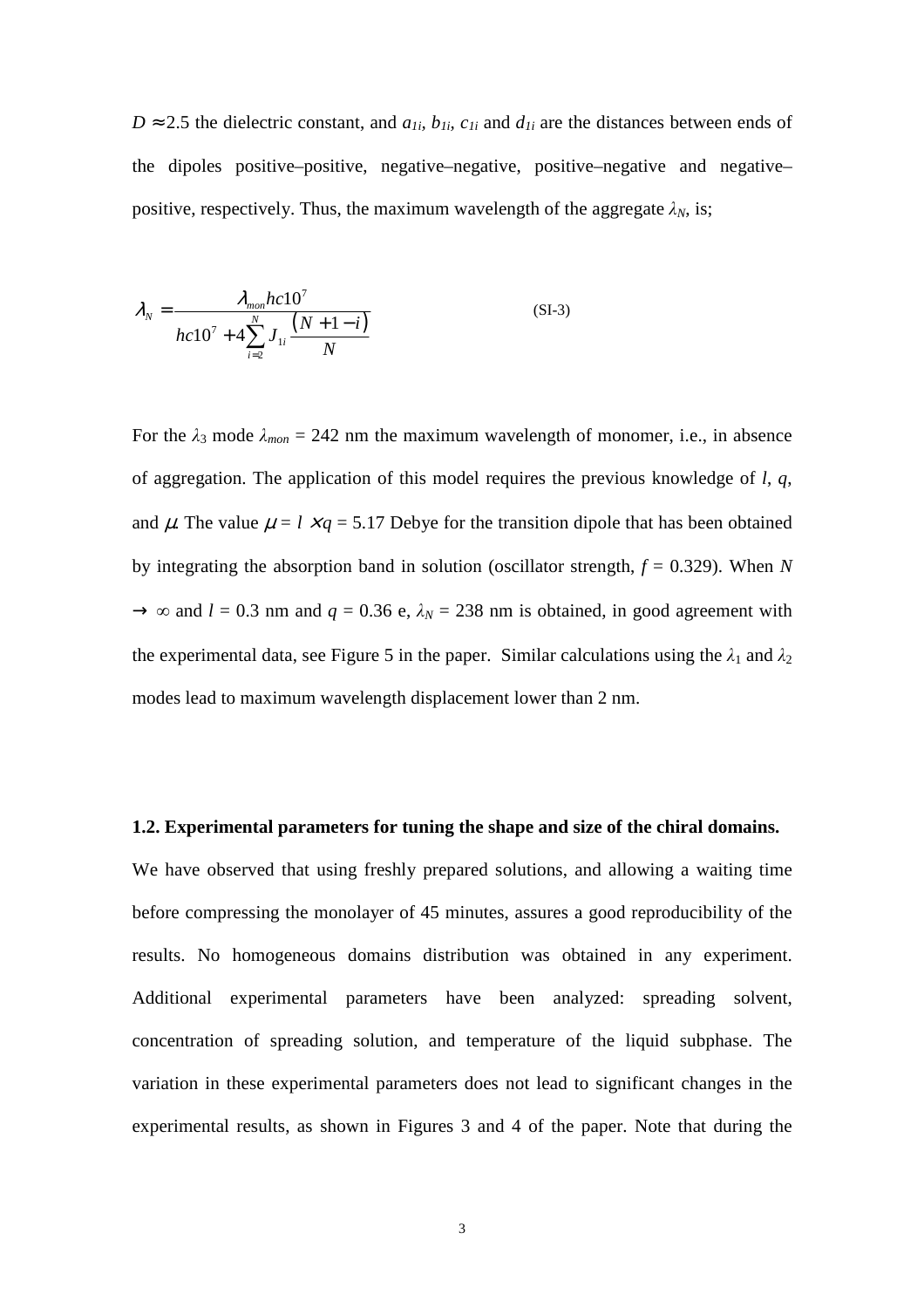$D \approx 2.5$ the dielectric constant, and $a_{1i}$, $b_{1i}$, $c_{1i}$ and $d_{1i}$ are the distances between ends of the dipoles positive–positive, negative–negative, positive–negative and negative–positive, respectively. Thus, the maximum wavelength of the aggregate $\lambda_N$, is;

$$\lambda_N = \frac{\lambda_{mon} hc10^7}{hc10^7 + 4\sum_{i=2}^{N} J_{1i} \frac{(N+1-i)}{N}} \qquad \text{(SI-3)}$$

For the $\lambda_3$ mode $\lambda_{mon}$ = 242 nm the maximum wavelength of monomer, i.e., in absence of aggregation. The application of this model requires the previous knowledge of $l$, $q$, and $\mu$. The value $\mu = l \times q$ = 5.17 Debye for the transition dipole that has been obtained by integrating the absorption band in solution (oscillator strength, $f$ = 0.329). When $N \rightarrow \infty$ and $l$ = 0.3 nm and $q$ = 0.36 e, $\lambda_N$ = 238 nm is obtained, in good agreement with the experimental data, see Figure 5 in the paper. Similar calculations using the $\lambda_1$ and $\lambda_2$ modes lead to maximum wavelength displacement lower than 2 nm.

### 1.2. Experimental parameters for tuning the shape and size of the chiral domains.

We have observed that using freshly prepared solutions, and allowing a waiting time before compressing the monolayer of 45 minutes, assures a good reproducibility of the results. No homogeneous domains distribution was obtained in any experiment. Additional experimental parameters have been analyzed: spreading solvent, concentration of spreading solution, and temperature of the liquid subphase. The variation in these experimental parameters does not lead to significant changes in the experimental results, as shown in Figures 3 and 4 of the paper. Note that during the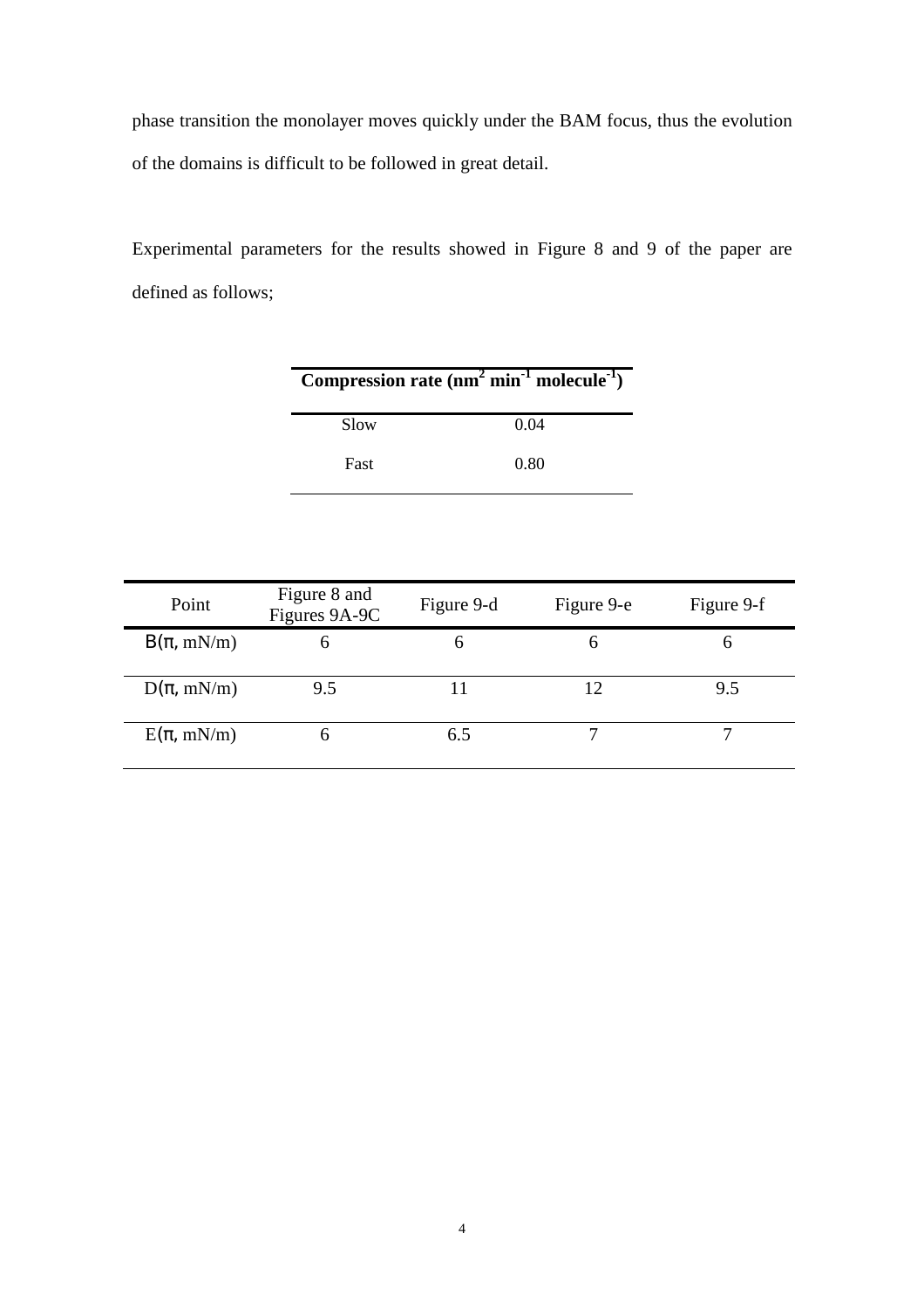phase transition the monolayer moves quickly under the BAM focus, thus the evolution of the domains is difficult to be followed in great detail.

Experimental parameters for the results showed in Figure 8 and 9 of the paper are defined as follows;

| Compression rate ($nm^2$ $min^{-1}$ $molecule^{-1}$) | |
|---|---|
| Slow | 0.04 |
| Fast | 0.80 |

| Point | Figure 8 and Figures 9A-9C | Figure 9-d | Figure 9-e | Figure 9-f |
|---|---|---|---|---|
| B(π, mN/m) | 6 | 6 | 6 | 6 |
| D(π, mN/m) | 9.5 | 11 | 12 | 9.5 |
| E(π, mN/m) | 6 | 6.5 | 7 | 7 |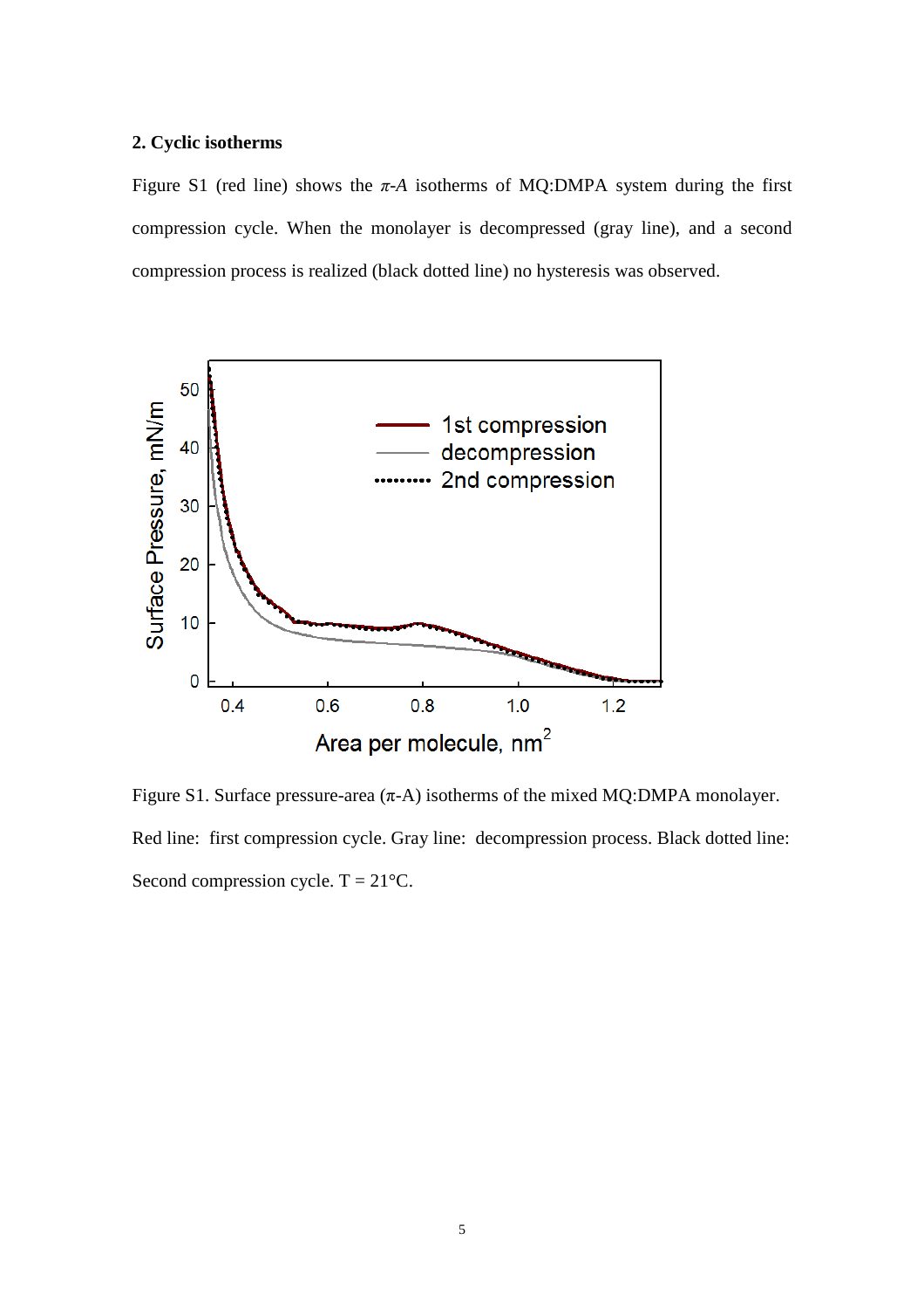## 2. Cyclic isotherms

Figure S1 (red line) shows the $\pi$-$A$ isotherms of MQ:DMPA system during the first compression cycle. When the monolayer is decompressed (gray line), and a second compression process is realized (black dotted line) no hysteresis was observed.

Figure S1. Surface pressure-area ($\pi$-A) isotherms of the mixed MQ:DMPA monolayer. Red line: first compression cycle. Gray line: decompression process. Black dotted line: Second compression cycle. T = 21°C.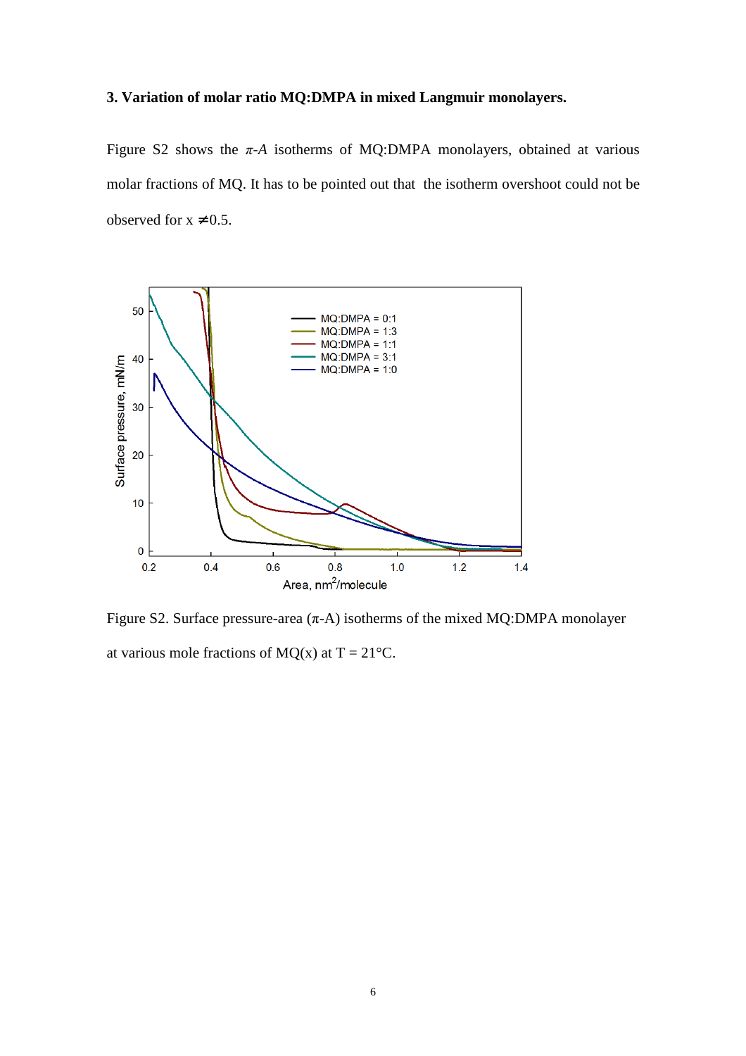### 3. Variation of molar ratio MQ:DMPA in mixed Langmuir monolayers.

Figure S2 shows the $\pi$-$A$ isotherms of MQ:DMPA monolayers, obtained at various molar fractions of MQ. It has to be pointed out that the isotherm overshoot could not be observed for x $\neq$0.5.

Figure S2. Surface pressure-area ($\pi$-A) isotherms of the mixed MQ:DMPA monolayer at various mole fractions of MQ(x) at T = 21°C.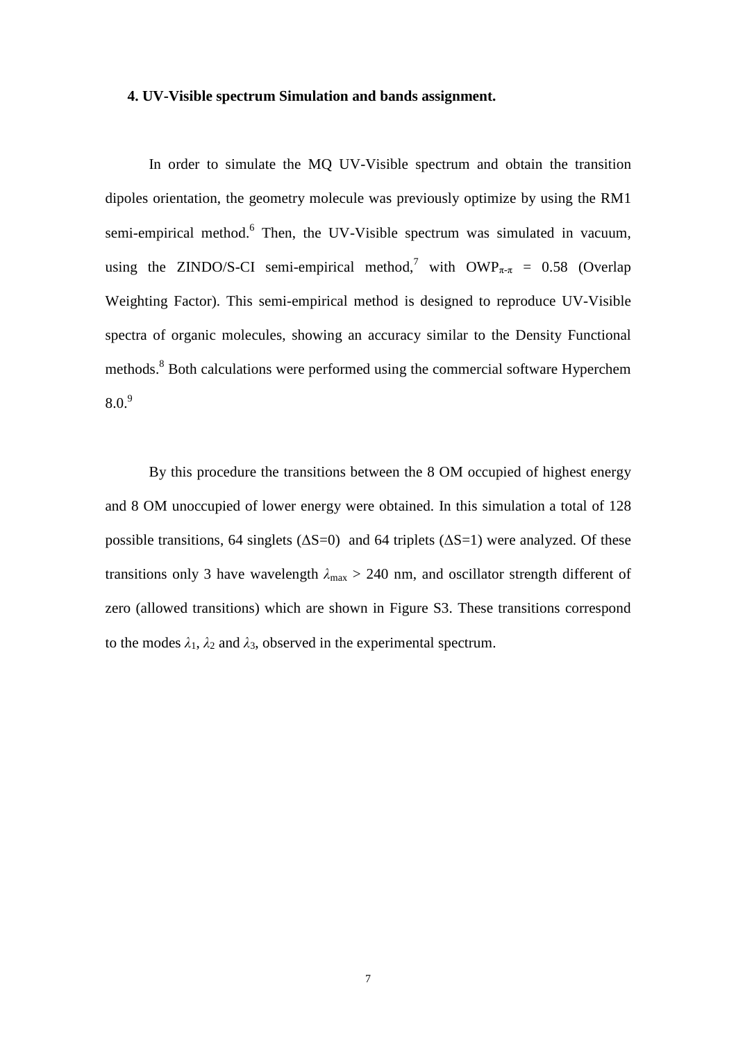### 4. UV-Visible spectrum Simulation and bands assignment.

In order to simulate the MQ UV-Visible spectrum and obtain the transition dipoles orientation, the geometry molecule was previously optimize by using the RM1 semi-empirical method.[6] Then, the UV-Visible spectrum was simulated in vacuum, using the ZINDO/S-CI semi-empirical method,[7] with $OWP_{\pi\text{-}\pi}$ = 0.58 (Overlap Weighting Factor). This semi-empirical method is designed to reproduce UV-Visible spectra of organic molecules, showing an accuracy similar to the Density Functional methods.[8] Both calculations were performed using the commercial software Hyperchem 8.0.[9]

By this procedure the transitions between the 8 OM occupied of highest energy and 8 OM unoccupied of lower energy were obtained. In this simulation a total of 128 possible transitions, 64 singlets ($\Delta S=0$) and 64 triplets ($\Delta S=1$) were analyzed. Of these transitions only 3 have wavelength $\lambda_{max}$ > 240 nm, and oscillator strength different of zero (allowed transitions) which are shown in Figure S3. These transitions correspond to the modes $\lambda_1$, $\lambda_2$ and $\lambda_3$, observed in the experimental spectrum.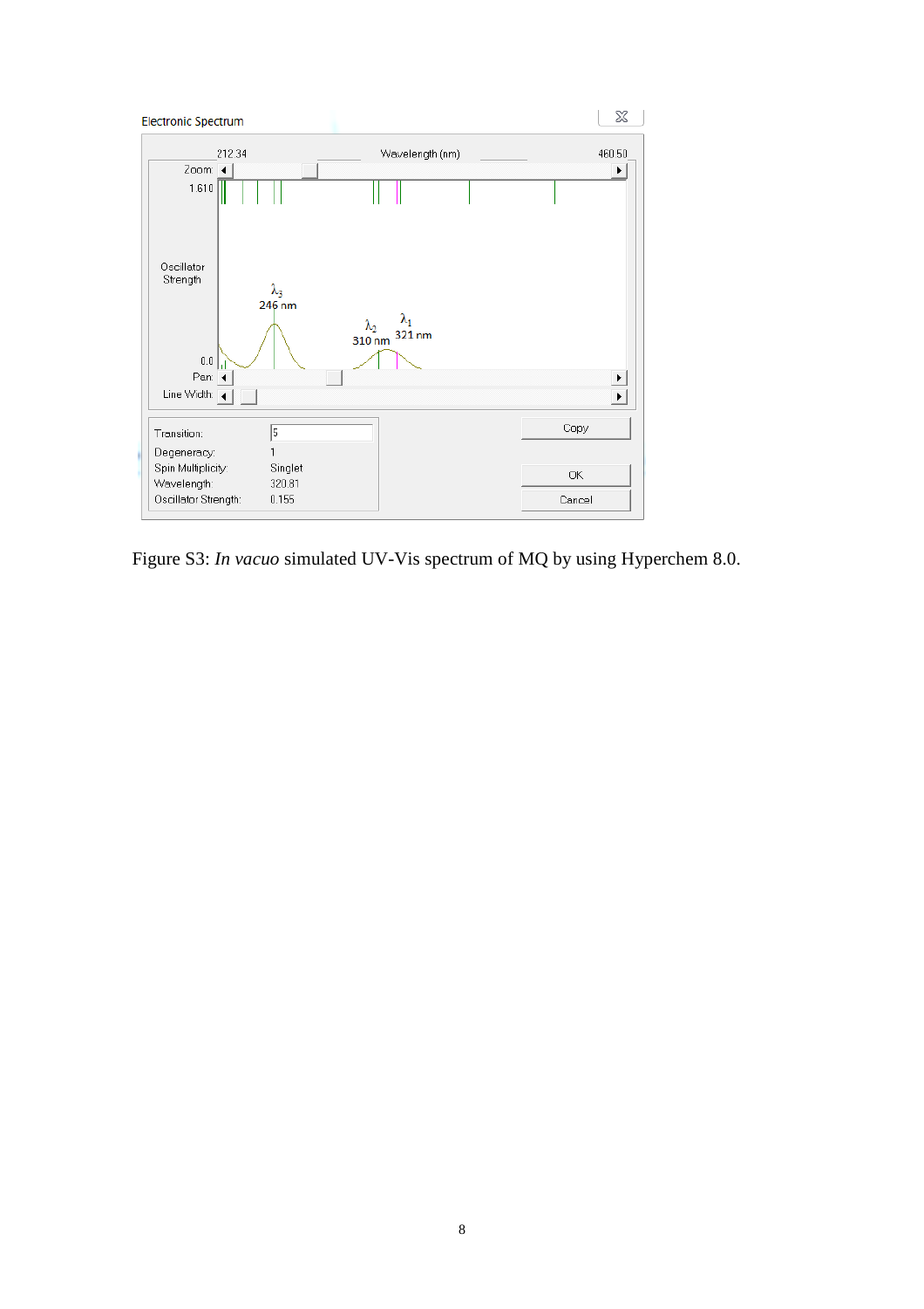Figure S3: *In vacuo* simulated UV-Vis spectrum of MQ by using Hyperchem 8.0.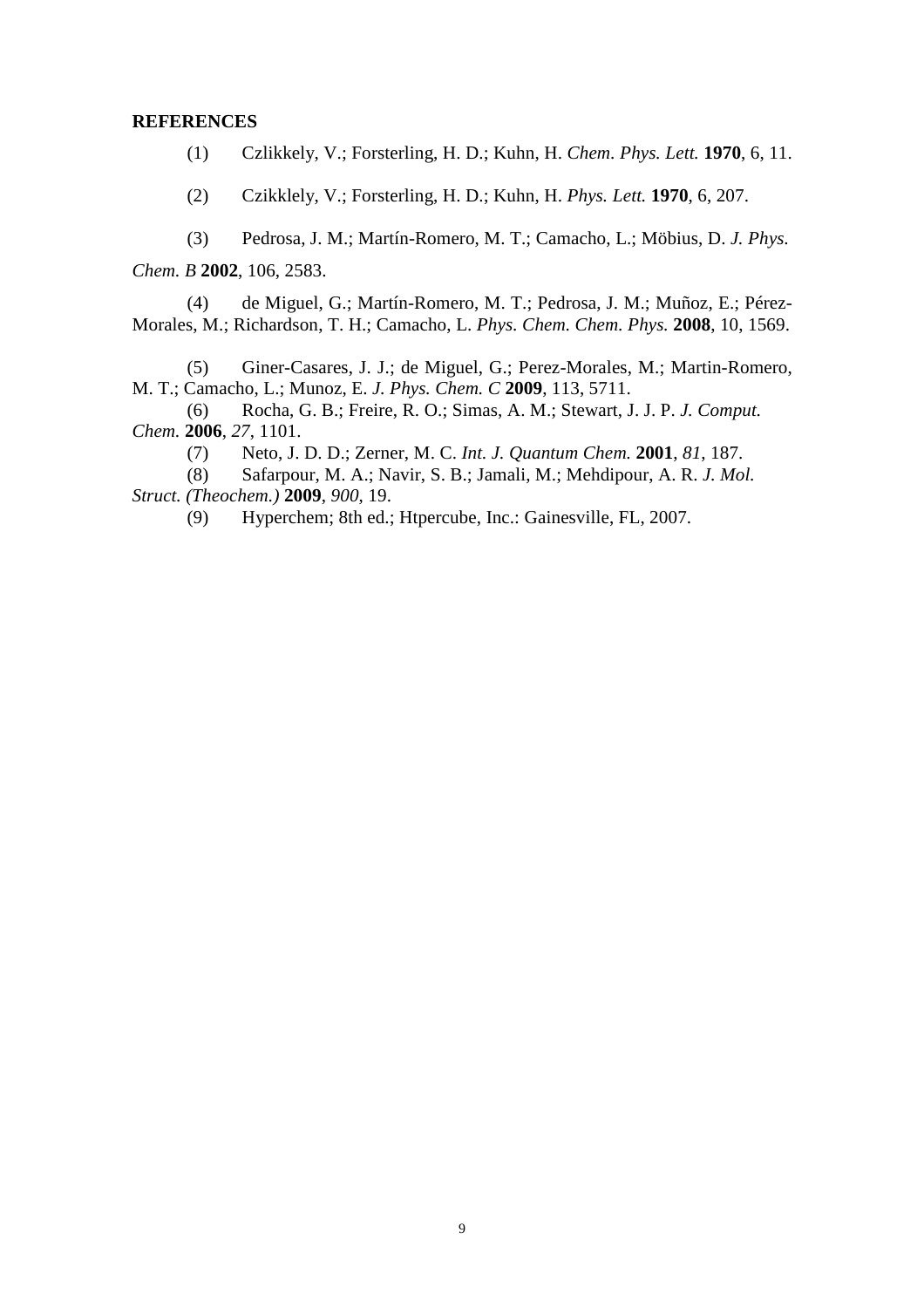**REFERENCES**

(1) Czlikkely, V.; Forsterling, H. D.; Kuhn, H. *Chem. Phys. Lett.* **1970**, 6, 11.

(2) Czikklely, V.; Forsterling, H. D.; Kuhn, H. *Phys. Lett.* **1970**, 6, 207.

(3) Pedrosa, J. M.; Martín-Romero, M. T.; Camacho, L.; Möbius, D. *J. Phys. Chem. B* **2002**, 106, 2583.

(4) de Miguel, G.; Martín-Romero, M. T.; Pedrosa, J. M.; Muñoz, E.; Pérez-Morales, M.; Richardson, T. H.; Camacho, L. *Phys. Chem. Chem. Phys.* **2008**, 10, 1569.

(5) Giner-Casares, J. J.; de Miguel, G.; Perez-Morales, M.; Martin-Romero, M. T.; Camacho, L.; Munoz, E. *J. Phys. Chem. C* **2009**, 113, 5711.

(6) Rocha, G. B.; Freire, R. O.; Simas, A. M.; Stewart, J. J. P. *J. Comput. Chem.* **2006**, *27*, 1101.

(7) Neto, J. D. D.; Zerner, M. C. *Int. J. Quantum Chem.* **2001**, *81*, 187.

(8) Safarpour, M. A.; Navir, S. B.; Jamali, M.; Mehdipour, A. R. *J. Mol. Struct. (Theochem.)* **2009**, *900*, 19.

(9) Hyperchem; 8th ed.; Htpercube, Inc.: Gainesville, FL, 2007.